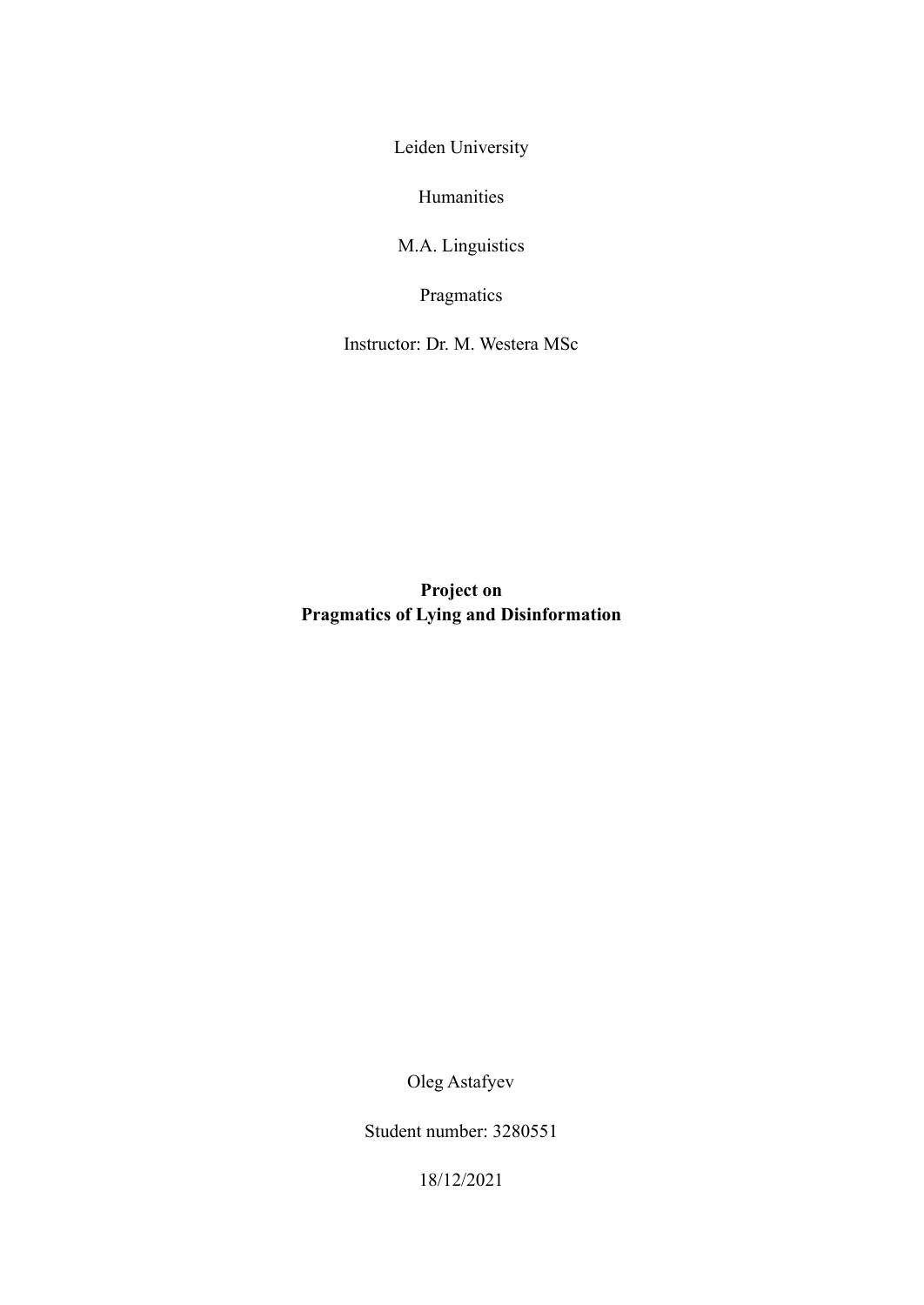Leiden University

Humanities

M.A. Linguistics

Pragmatics

Instructor: Dr. M. Westera MSc

**Project on**
**Pragmatics of Lying and Disinformation**

Oleg Astafyev

Student number: 3280551

18/12/2021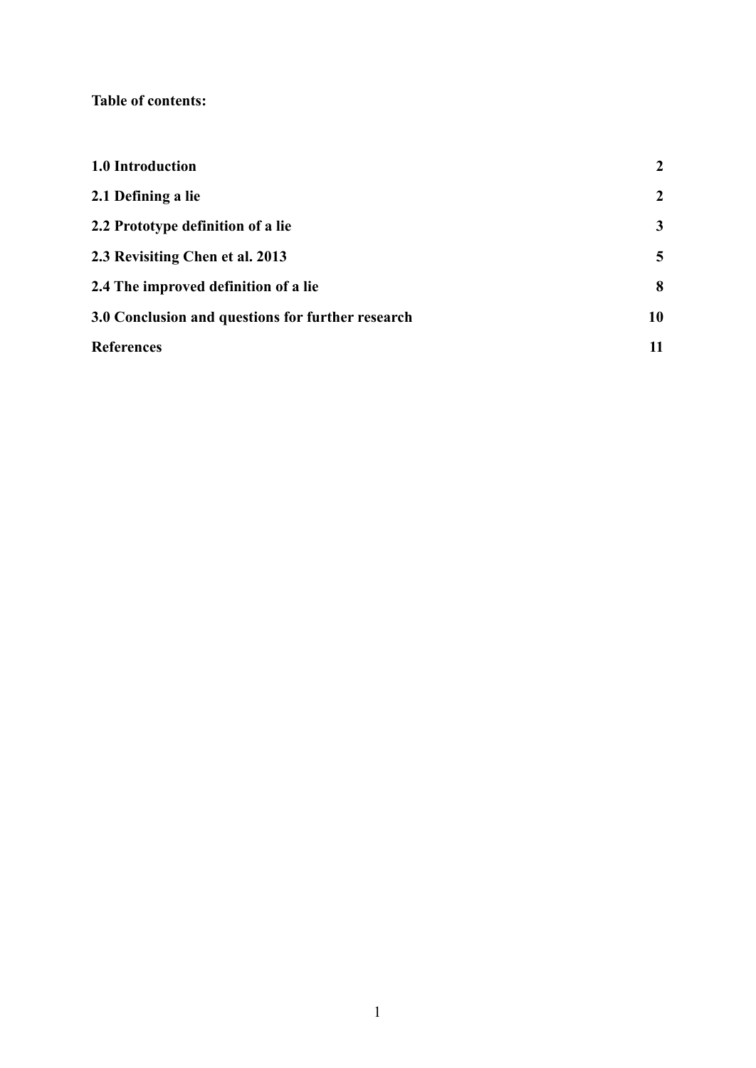**Table of contents:**

| | |
|---|---|
| **1.0 Introduction** | **2** |
| **2.1 Defining a lie** | **2** |
| **2.2 Prototype definition of a lie** | **3** |
| **2.3 Revisiting Chen et al. 2013** | **5** |
| **2.4 The improved definition of a lie** | **8** |
| **3.0 Conclusion and questions for further research** | **10** |
| **References** | **11** |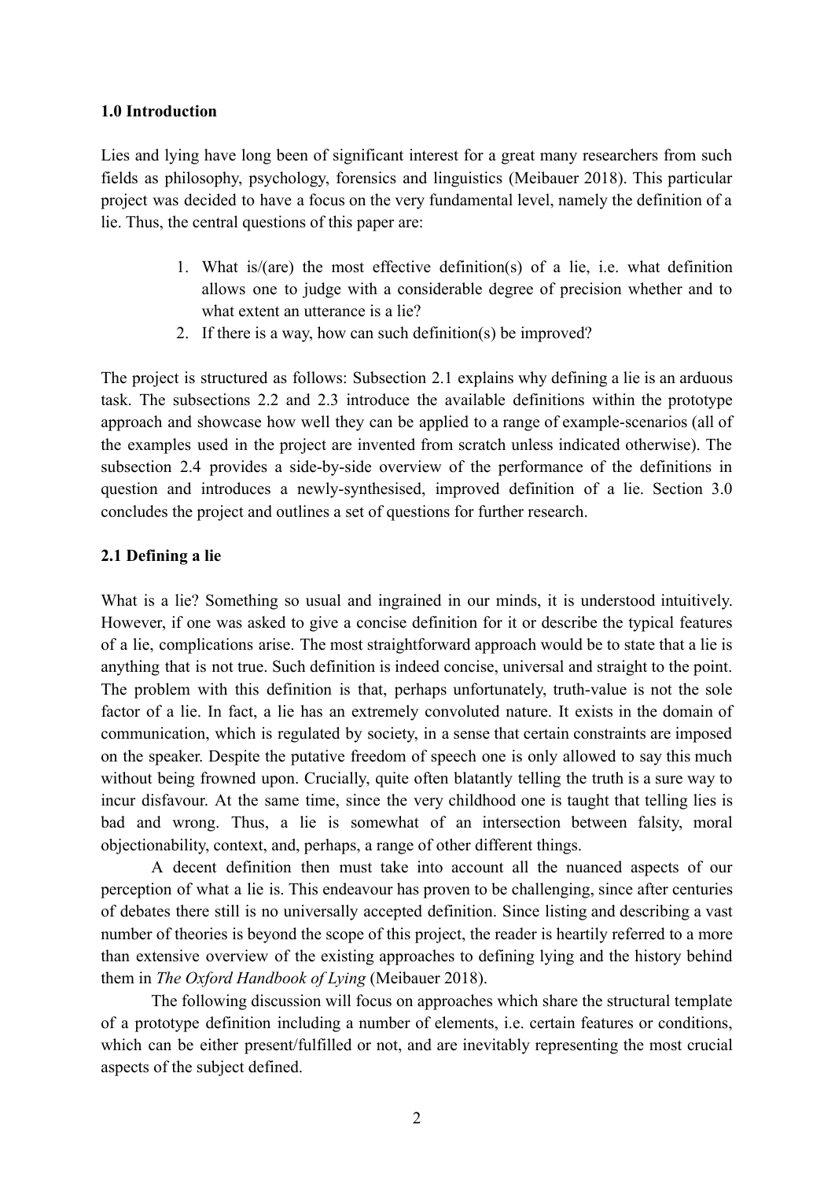## 1.0 Introduction

Lies and lying have long been of significant interest for a great many researchers from such fields as philosophy, psychology, forensics and linguistics (Meibauer 2018). This particular project was decided to have a focus on the very fundamental level, namely the definition of a lie. Thus, the central questions of this paper are:

1. What is/(are) the most effective definition(s) of a lie, i.e. what definition allows one to judge with a considerable degree of precision whether and to what extent an utterance is a lie?
2. If there is a way, how can such definition(s) be improved?

The project is structured as follows: Subsection 2.1 explains why defining a lie is an arduous task. The subsections 2.2 and 2.3 introduce the available definitions within the prototype approach and showcase how well they can be applied to a range of example-scenarios (all of the examples used in the project are invented from scratch unless indicated otherwise). The subsection 2.4 provides a side-by-side overview of the performance of the definitions in question and introduces a newly-synthesised, improved definition of a lie. Section 3.0 concludes the project and outlines a set of questions for further research.

## 2.1 Defining a lie

What is a lie? Something so usual and ingrained in our minds, it is understood intuitively. However, if one was asked to give a concise definition for it or describe the typical features of a lie, complications arise. The most straightforward approach would be to state that a lie is anything that is not true. Such definition is indeed concise, universal and straight to the point. The problem with this definition is that, perhaps unfortunately, truth-value is not the sole factor of a lie. In fact, a lie has an extremely convoluted nature. It exists in the domain of communication, which is regulated by society, in a sense that certain constraints are imposed on the speaker. Despite the putative freedom of speech one is only allowed to say this much without being frowned upon. Crucially, quite often blatantly telling the truth is a sure way to incur disfavour. At the same time, since the very childhood one is taught that telling lies is bad and wrong. Thus, a lie is somewhat of an intersection between falsity, moral objectionability, context, and, perhaps, a range of other different things.

A decent definition then must take into account all the nuanced aspects of our perception of what a lie is. This endeavour has proven to be challenging, since after centuries of debates there still is no universally accepted definition. Since listing and describing a vast number of theories is beyond the scope of this project, the reader is heartily referred to a more than extensive overview of the existing approaches to defining lying and the history behind them in *The Oxford Handbook of Lying* (Meibauer 2018).

The following discussion will focus on approaches which share the structural template of a prototype definition including a number of elements, i.e. certain features or conditions, which can be either present/fulfilled or not, and are inevitably representing the most crucial aspects of the subject defined.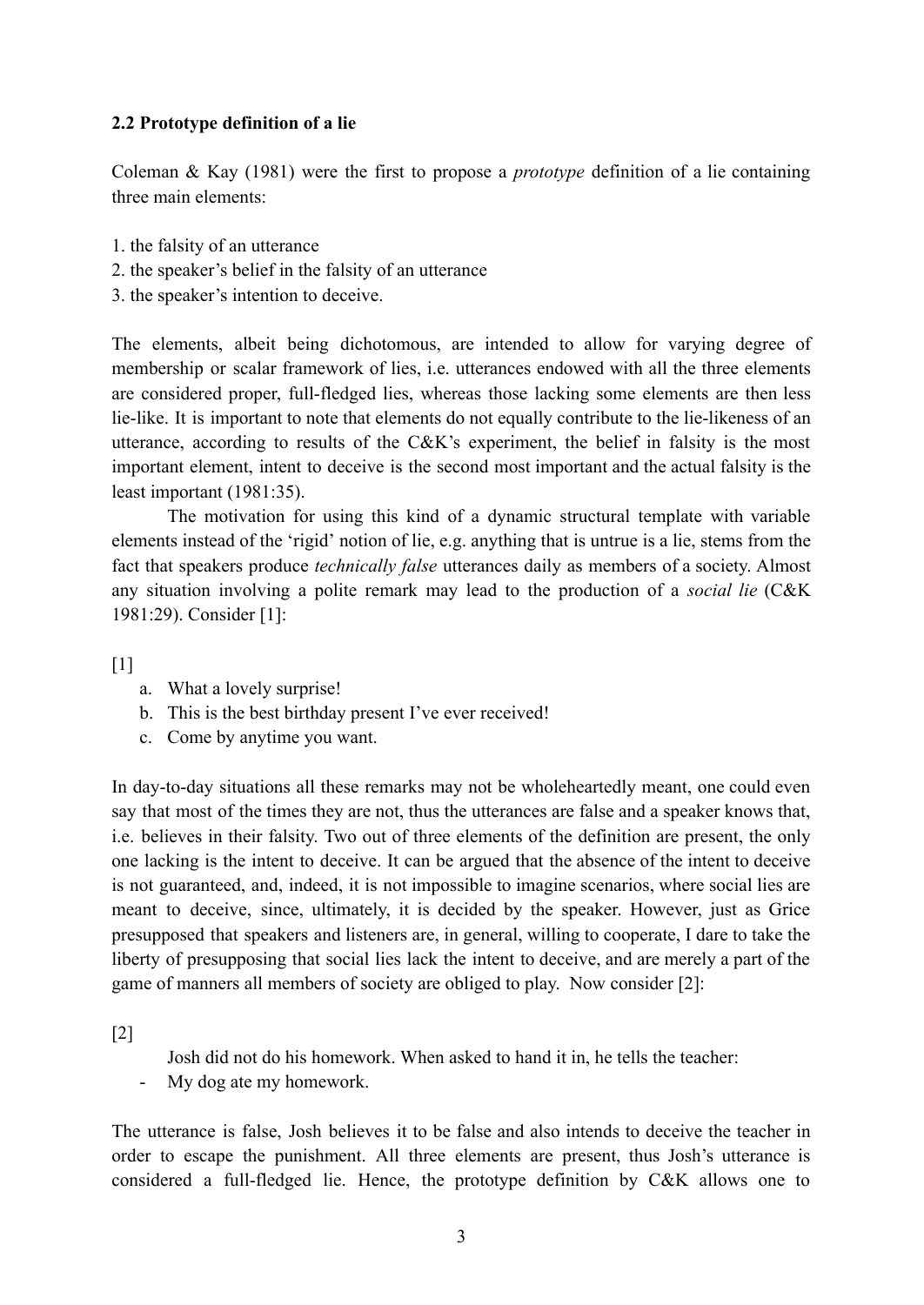### 2.2 Prototype definition of a lie

Coleman & Kay (1981) were the first to propose a *prototype* definition of a lie containing three main elements:

1. the falsity of an utterance
2. the speaker's belief in the falsity of an utterance
3. the speaker's intention to deceive.

The elements, albeit being dichotomous, are intended to allow for varying degree of membership or scalar framework of lies, i.e. utterances endowed with all the three elements are considered proper, full-fledged lies, whereas those lacking some elements are then less lie-like. It is important to note that elements do not equally contribute to the lie-likeness of an utterance, according to results of the C&K's experiment, the belief in falsity is the most important element, intent to deceive is the second most important and the actual falsity is the least important (1981:35).

The motivation for using this kind of a dynamic structural template with variable elements instead of the 'rigid' notion of lie, e.g. anything that is untrue is a lie, stems from the fact that speakers produce *technically false* utterances daily as members of a society. Almost any situation involving a polite remark may lead to the production of a *social lie* (C&K 1981:29). Consider [1]:

[1]

a. What a lovely surprise!
b. This is the best birthday present I've ever received!
c. Come by anytime you want.

In day-to-day situations all these remarks may not be wholeheartedly meant, one could even say that most of the times they are not, thus the utterances are false and a speaker knows that, i.e. believes in their falsity. Two out of three elements of the definition are present, the only one lacking is the intent to deceive. It can be argued that the absence of the intent to deceive is not guaranteed, and, indeed, it is not impossible to imagine scenarios, where social lies are meant to deceive, since, ultimately, it is decided by the speaker. However, just as Grice presupposed that speakers and listeners are, in general, willing to cooperate, I dare to take the liberty of presupposing that social lies lack the intent to deceive, and are merely a part of the game of manners all members of society are obliged to play. Now consider [2]:

[2]

Josh did not do his homework. When asked to hand it in, he tells the teacher:

- My dog ate my homework.

The utterance is false, Josh believes it to be false and also intends to deceive the teacher in order to escape the punishment. All three elements are present, thus Josh's utterance is considered a full-fledged lie. Hence, the prototype definition by C&K allows one to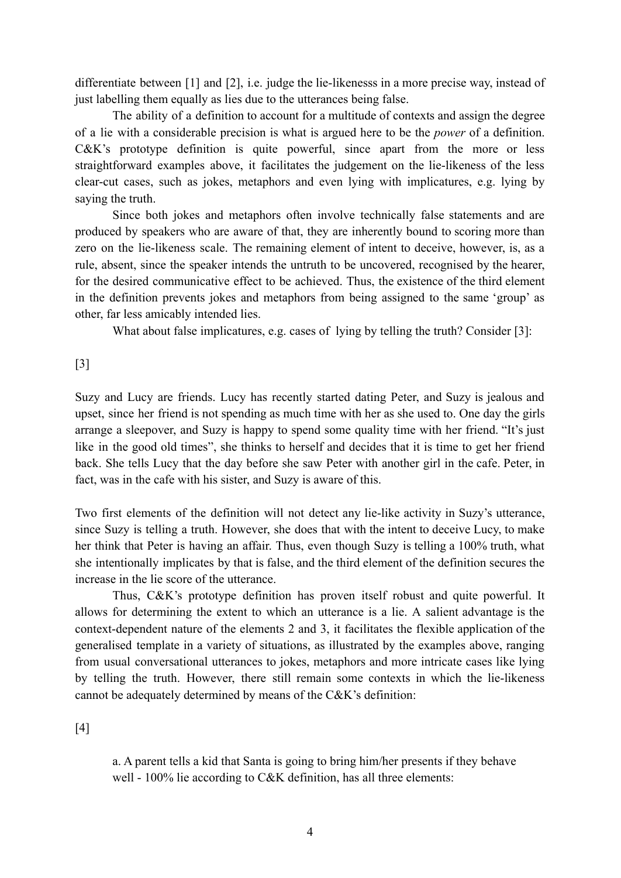differentiate between [1] and [2], i.e. judge the lie-likenesss in a more precise way, instead of just labelling them equally as lies due to the utterances being false.

The ability of a definition to account for a multitude of contexts and assign the degree of a lie with a considerable precision is what is argued here to be the *power* of a definition. C&K's prototype definition is quite powerful, since apart from the more or less straightforward examples above, it facilitates the judgement on the lie-likeness of the less clear-cut cases, such as jokes, metaphors and even lying with implicatures, e.g. lying by saying the truth.

Since both jokes and metaphors often involve technically false statements and are produced by speakers who are aware of that, they are inherently bound to scoring more than zero on the lie-likeness scale. The remaining element of intent to deceive, however, is, as a rule, absent, since the speaker intends the untruth to be uncovered, recognised by the hearer, for the desired communicative effect to be achieved. Thus, the existence of the third element in the definition prevents jokes and metaphors from being assigned to the same 'group' as other, far less amicably intended lies.

What about false implicatures, e.g. cases of lying by telling the truth? Consider [3]:

[3]

Suzy and Lucy are friends. Lucy has recently started dating Peter, and Suzy is jealous and upset, since her friend is not spending as much time with her as she used to. One day the girls arrange a sleepover, and Suzy is happy to spend some quality time with her friend. "It's just like in the good old times", she thinks to herself and decides that it is time to get her friend back. She tells Lucy that the day before she saw Peter with another girl in the cafe. Peter, in fact, was in the cafe with his sister, and Suzy is aware of this.

Two first elements of the definition will not detect any lie-like activity in Suzy's utterance, since Suzy is telling a truth. However, she does that with the intent to deceive Lucy, to make her think that Peter is having an affair. Thus, even though Suzy is telling a 100% truth, what she intentionally implicates by that is false, and the third element of the definition secures the increase in the lie score of the utterance.

Thus, C&K's prototype definition has proven itself robust and quite powerful. It allows for determining the extent to which an utterance is a lie. A salient advantage is the context-dependent nature of the elements 2 and 3, it facilitates the flexible application of the generalised template in a variety of situations, as illustrated by the examples above, ranging from usual conversational utterances to jokes, metaphors and more intricate cases like lying by telling the truth. However, there still remain some contexts in which the lie-likeness cannot be adequately determined by means of the C&K's definition:

[4]

a. A parent tells a kid that Santa is going to bring him/her presents if they behave well - 100% lie according to C&K definition, has all three elements: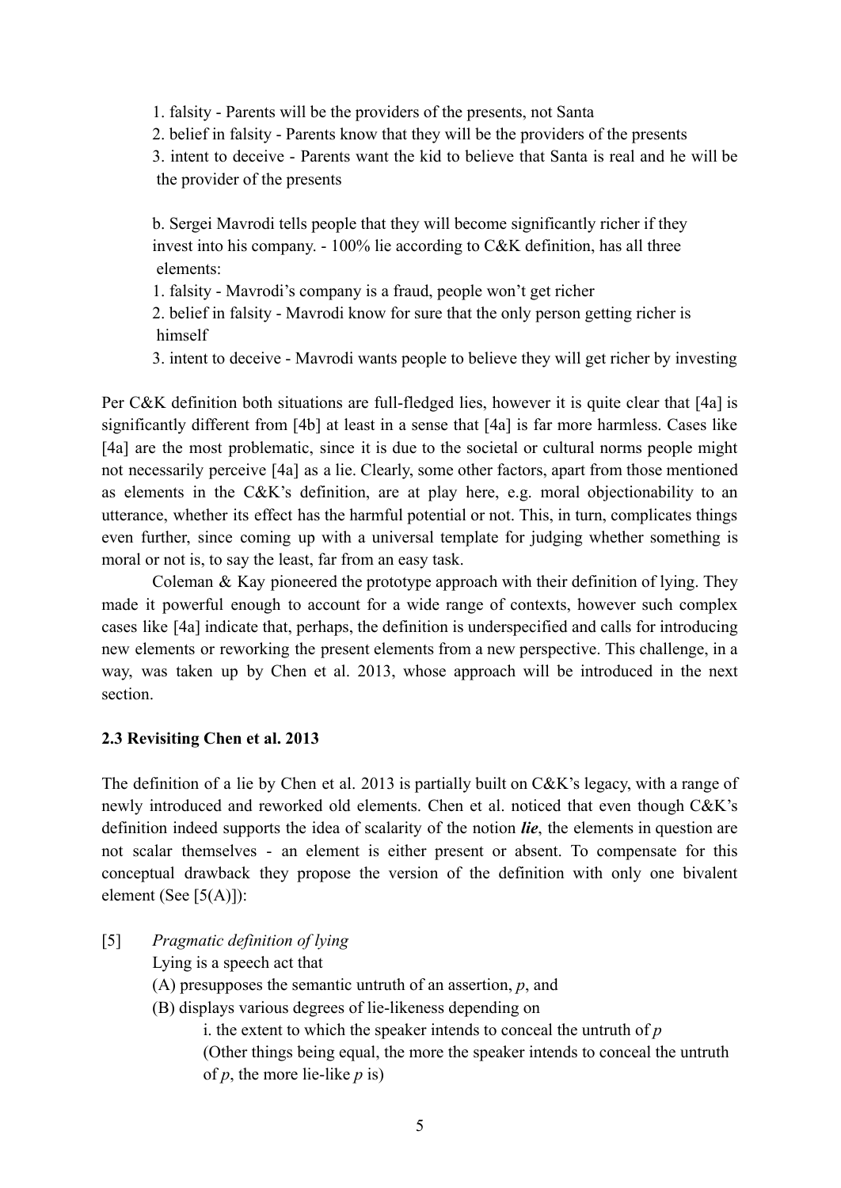1. falsity - Parents will be the providers of the presents, not Santa
2. belief in falsity - Parents know that they will be the providers of the presents
3. intent to deceive - Parents want the kid to believe that Santa is real and he will be the provider of the presents

b. Sergei Mavrodi tells people that they will become significantly richer if they invest into his company. - 100% lie according to C&K definition, has all three elements:

1. falsity - Mavrodi's company is a fraud, people won't get richer
2. belief in falsity - Mavrodi know for sure that the only person getting richer is himself
3. intent to deceive - Mavrodi wants people to believe they will get richer by investing

Per C&K definition both situations are full-fledged lies, however it is quite clear that [4a] is significantly different from [4b] at least in a sense that [4a] is far more harmless. Cases like [4a] are the most problematic, since it is due to the societal or cultural norms people might not necessarily perceive [4a] as a lie. Clearly, some other factors, apart from those mentioned as elements in the C&K's definition, are at play here, e.g. moral objectionability to an utterance, whether its effect has the harmful potential or not. This, in turn, complicates things even further, since coming up with a universal template for judging whether something is moral or not is, to say the least, far from an easy task.

Coleman & Kay pioneered the prototype approach with their definition of lying. They made it powerful enough to account for a wide range of contexts, however such complex cases like [4a] indicate that, perhaps, the definition is underspecified and calls for introducing new elements or reworking the present elements from a new perspective. This challenge, in a way, was taken up by Chen et al. 2013, whose approach will be introduced in the next section.

### 2.3 Revisiting Chen et al. 2013

The definition of a lie by Chen et al. 2013 is partially built on C&K's legacy, with a range of newly introduced and reworked old elements. Chen et al. noticed that even though C&K's definition indeed supports the idea of scalarity of the notion ***lie***, the elements in question are not scalar themselves - an element is either present or absent. To compensate for this conceptual drawback they propose the version of the definition with only one bivalent element (See [5(A)]):

[5] *Pragmatic definition of lying*

Lying is a speech act that

(A) presupposes the semantic untruth of an assertion, *p*, and

(B) displays various degrees of lie-likeness depending on

i. the extent to which the speaker intends to conceal the untruth of *p* (Other things being equal, the more the speaker intends to conceal the untruth of *p*, the more lie-like *p* is)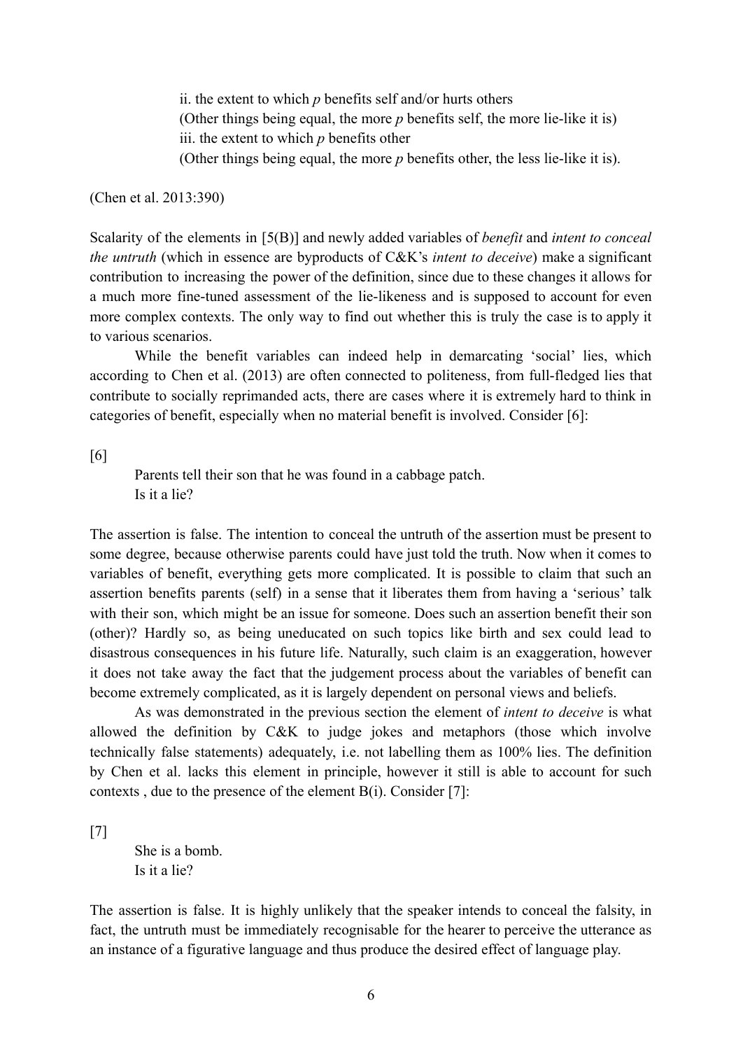ii. the extent to which *p* benefits self and/or hurts others

(Other things being equal, the more *p* benefits self, the more lie-like it is)

iii. the extent to which *p* benefits other

(Other things being equal, the more *p* benefits other, the less lie-like it is).

(Chen et al. 2013:390)

Scalarity of the elements in [5(B)] and newly added variables of *benefit* and *intent to conceal the untruth* (which in essence are byproducts of C&K's *intent to deceive*) make a significant contribution to increasing the power of the definition, since due to these changes it allows for a much more fine-tuned assessment of the lie-likeness and is supposed to account for even more complex contexts. The only way to find out whether this is truly the case is to apply it to various scenarios.

While the benefit variables can indeed help in demarcating 'social' lies, which according to Chen et al. (2013) are often connected to politeness, from full-fledged lies that contribute to socially reprimanded acts, there are cases where it is extremely hard to think in categories of benefit, especially when no material benefit is involved. Consider [6]:

[6]

Parents tell their son that he was found in a cabbage patch.
Is it a lie?

The assertion is false. The intention to conceal the untruth of the assertion must be present to some degree, because otherwise parents could have just told the truth. Now when it comes to variables of benefit, everything gets more complicated. It is possible to claim that such an assertion benefits parents (self) in a sense that it liberates them from having a 'serious' talk with their son, which might be an issue for someone. Does such an assertion benefit their son (other)? Hardly so, as being uneducated on such topics like birth and sex could lead to disastrous consequences in his future life. Naturally, such claim is an exaggeration, however it does not take away the fact that the judgement process about the variables of benefit can become extremely complicated, as it is largely dependent on personal views and beliefs.

As was demonstrated in the previous section the element of *intent to deceive* is what allowed the definition by C&K to judge jokes and metaphors (those which involve technically false statements) adequately, i.e. not labelling them as 100% lies. The definition by Chen et al. lacks this element in principle, however it still is able to account for such contexts , due to the presence of the element B(i). Consider [7]:

[7]

She is a bomb.
Is it a lie?

The assertion is false. It is highly unlikely that the speaker intends to conceal the falsity, in fact, the untruth must be immediately recognisable for the hearer to perceive the utterance as an instance of a figurative language and thus produce the desired effect of language play.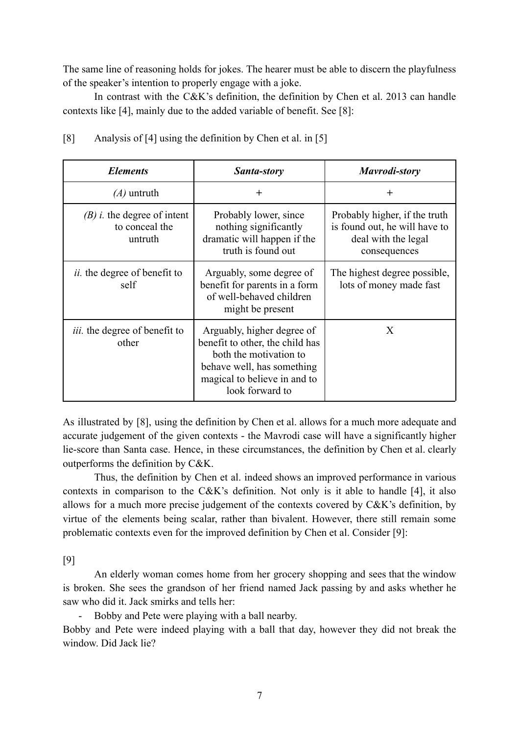The same line of reasoning holds for jokes. The hearer must be able to discern the playfulness of the speaker's intention to properly engage with a joke.

In contrast with the C&K's definition, the definition by Chen et al. 2013 can handle contexts like [4], mainly due to the added variable of benefit. See [8]:

[8] Analysis of [4] using the definition by Chen et al. in [5]

| ***Elements*** | ***Santa-story*** | ***Mavrodi-story*** |
|---|---|---|
| *(A)* untruth | + | + |
| *(B) i.* the degree of intent to conceal the untruth | Probably lower, since nothing significantly dramatic will happen if the truth is found out | Probably higher, if the truth is found out, he will have to deal with the legal consequences |
| *ii.* the degree of benefit to self | Arguably, some degree of benefit for parents in a form of well-behaved children might be present | The highest degree possible, lots of money made fast |
| *iii.* the degree of benefit to other | Arguably, higher degree of benefit to other, the child has both the motivation to behave well, has something magical to believe in and to look forward to | X |

As illustrated by [8], using the definition by Chen et al. allows for a much more adequate and accurate judgement of the given contexts - the Mavrodi case will have a significantly higher lie-score than Santa case. Hence, in these circumstances, the definition by Chen et al. clearly outperforms the definition by C&K.

Thus, the definition by Chen et al. indeed shows an improved performance in various contexts in comparison to the C&K's definition. Not only is it able to handle [4], it also allows for a much more precise judgement of the contexts covered by C&K's definition, by virtue of the elements being scalar, rather than bivalent. However, there still remain some problematic contexts even for the improved definition by Chen et al. Consider [9]:

[9]

An elderly woman comes home from her grocery shopping and sees that the window is broken. She sees the grandson of her friend named Jack passing by and asks whether he saw who did it. Jack smirks and tells her:

- Bobby and Pete were playing with a ball nearby.

Bobby and Pete were indeed playing with a ball that day, however they did not break the window. Did Jack lie?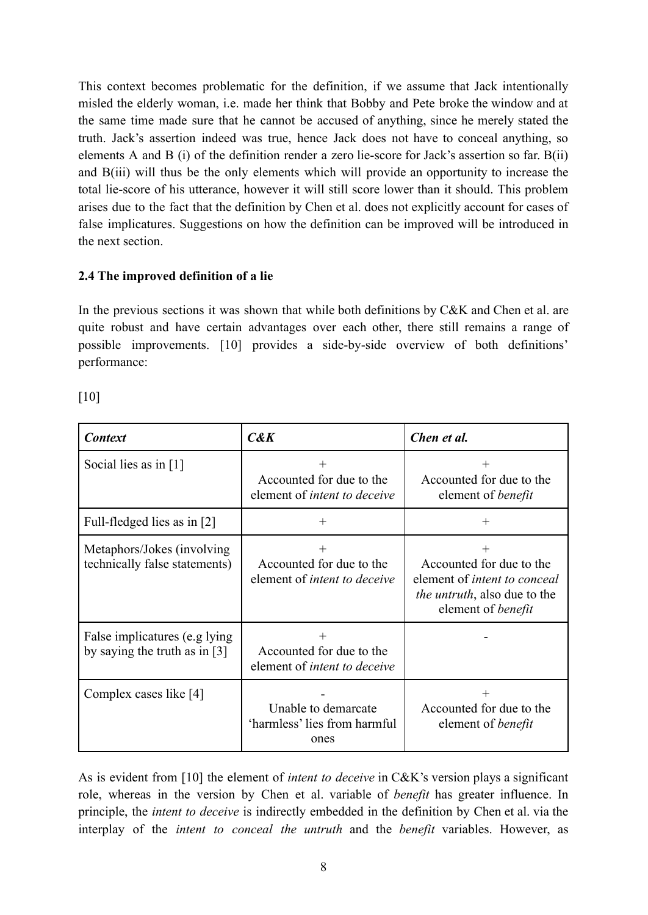This context becomes problematic for the definition, if we assume that Jack intentionally misled the elderly woman, i.e. made her think that Bobby and Pete broke the window and at the same time made sure that he cannot be accused of anything, since he merely stated the truth. Jack's assertion indeed was true, hence Jack does not have to conceal anything, so elements A and B (i) of the definition render a zero lie-score for Jack's assertion so far. B(ii) and B(iii) will thus be the only elements which will provide an opportunity to increase the total lie-score of his utterance, however it will still score lower than it should. This problem arises due to the fact that the definition by Chen et al. does not explicitly account for cases of false implicatures. Suggestions on how the definition can be improved will be introduced in the next section.

### 2.4 The improved definition of a lie

In the previous sections it was shown that while both definitions by C&K and Chen et al. are quite robust and have certain advantages over each other, there still remains a range of possible improvements. [10] provides a side-by-side overview of both definitions' performance:

[10]

| ***Context*** | ***C&K*** | ***Chen et al.*** |
|---|---|---|
| Social lies as in [1] | + Accounted for due to the element of *intent to deceive* | + Accounted for due to the element of *benefit* |
| Full-fledged lies as in [2] | + | + |
| Metaphors/Jokes (involving technically false statements) | + Accounted for due to the element of *intent to deceive* | + Accounted for due to the element of *intent to conceal the untruth*, also due to the element of *benefit* |
| False implicatures (e.g lying by saying the truth as in [3] | + Accounted for due to the element of *intent to deceive* | - |
| Complex cases like [4] | - Unable to demarcate 'harmless' lies from harmful ones | + Accounted for due to the element of *benefit* |

As is evident from [10] the element of *intent to deceive* in C&K's version plays a significant role, whereas in the version by Chen et al. variable of *benefit* has greater influence. In principle, the *intent to deceive* is indirectly embedded in the definition by Chen et al. via the interplay of the *intent to conceal the untruth* and the *benefit* variables. However, as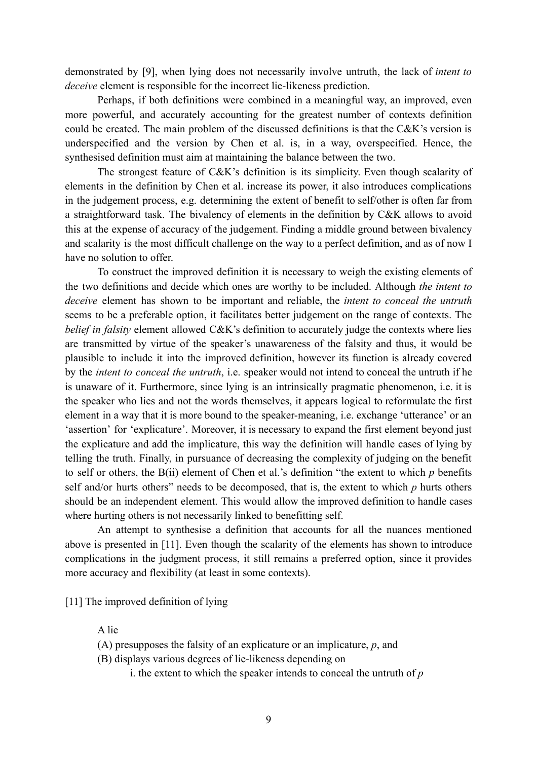demonstrated by [9], when lying does not necessarily involve untruth, the lack of *intent to deceive* element is responsible for the incorrect lie-likeness prediction.

Perhaps, if both definitions were combined in a meaningful way, an improved, even more powerful, and accurately accounting for the greatest number of contexts definition could be created. The main problem of the discussed definitions is that the C&K's version is underspecified and the version by Chen et al. is, in a way, overspecified. Hence, the synthesised definition must aim at maintaining the balance between the two.

The strongest feature of C&K's definition is its simplicity. Even though scalarity of elements in the definition by Chen et al. increase its power, it also introduces complications in the judgement process, e.g. determining the extent of benefit to self/other is often far from a straightforward task. The bivalency of elements in the definition by C&K allows to avoid this at the expense of accuracy of the judgement. Finding a middle ground between bivalency and scalarity is the most difficult challenge on the way to a perfect definition, and as of now I have no solution to offer.

To construct the improved definition it is necessary to weigh the existing elements of the two definitions and decide which ones are worthy to be included. Although *the intent to deceive* element has shown to be important and reliable, the *intent to conceal the untruth* seems to be a preferable option, it facilitates better judgement on the range of contexts. The *belief in falsity* element allowed C&K's definition to accurately judge the contexts where lies are transmitted by virtue of the speaker's unawareness of the falsity and thus, it would be plausible to include it into the improved definition, however its function is already covered by the *intent to conceal the untruth*, i.e. speaker would not intend to conceal the untruth if he is unaware of it. Furthermore, since lying is an intrinsically pragmatic phenomenon, i.e. it is the speaker who lies and not the words themselves, it appears logical to reformulate the first element in a way that it is more bound to the speaker-meaning, i.e. exchange 'utterance' or an 'assertion' for 'explicature'. Moreover, it is necessary to expand the first element beyond just the explicature and add the implicature, this way the definition will handle cases of lying by telling the truth. Finally, in pursuance of decreasing the complexity of judging on the benefit to self or others, the B(ii) element of Chen et al.'s definition "the extent to which *p* benefits self and/or hurts others" needs to be decomposed, that is, the extent to which *p* hurts others should be an independent element. This would allow the improved definition to handle cases where hurting others is not necessarily linked to benefitting self.

An attempt to synthesise a definition that accounts for all the nuances mentioned above is presented in [11]. Even though the scalarity of the elements has shown to introduce complications in the judgment process, it still remains a preferred option, since it provides more accuracy and flexibility (at least in some contexts).

[11] The improved definition of lying

A lie

(A) presupposes the falsity of an explicature or an implicature, *p*, and

(B) displays various degrees of lie-likeness depending on

i. the extent to which the speaker intends to conceal the untruth of *p*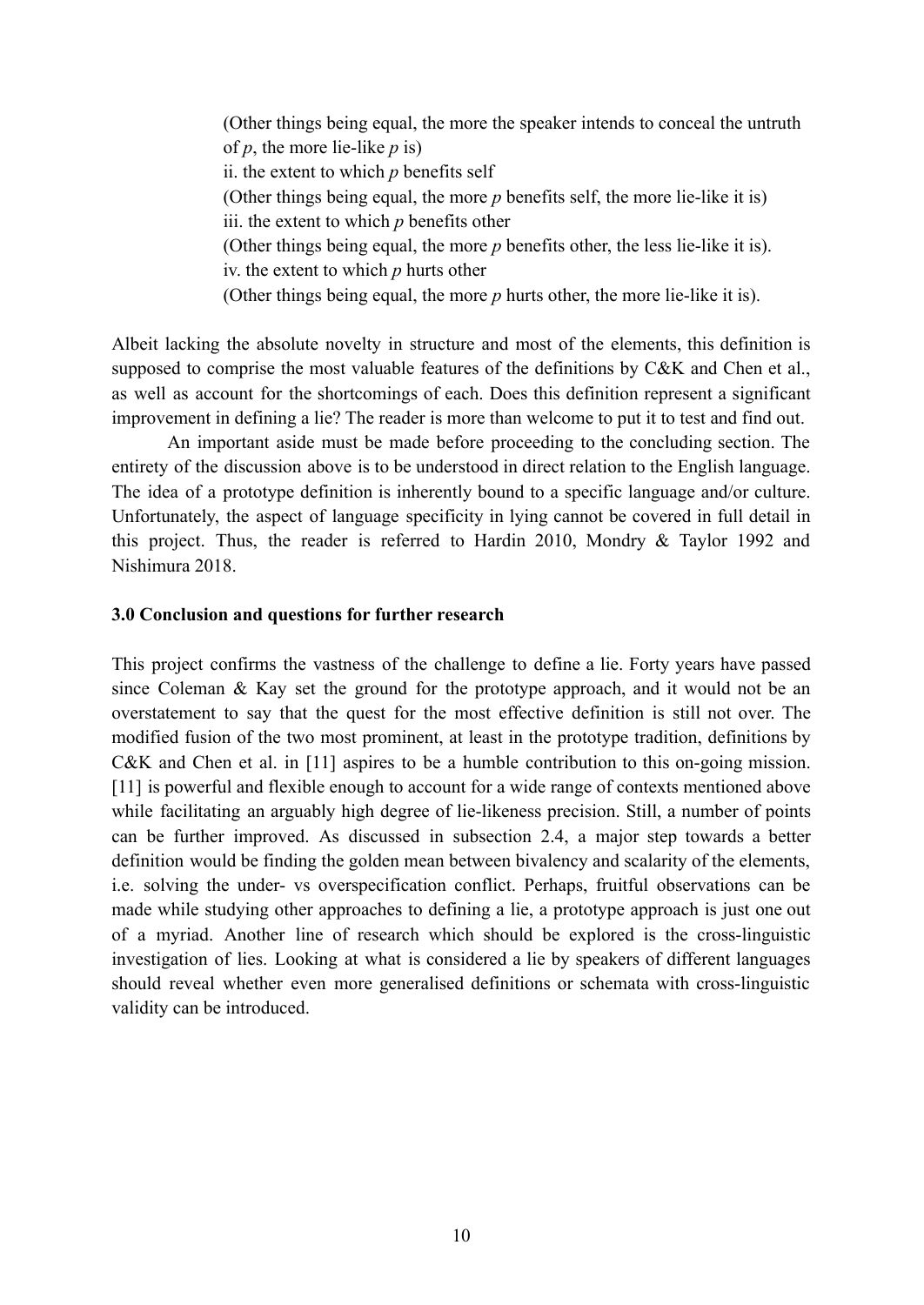(Other things being equal, the more the speaker intends to conceal the untruth of *p*, the more lie-like *p* is)
ii. the extent to which *p* benefits self
(Other things being equal, the more *p* benefits self, the more lie-like it is)
iii. the extent to which *p* benefits other
(Other things being equal, the more *p* benefits other, the less lie-like it is).
iv. the extent to which *p* hurts other
(Other things being equal, the more *p* hurts other, the more lie-like it is).

Albeit lacking the absolute novelty in structure and most of the elements, this definition is supposed to comprise the most valuable features of the definitions by C&K and Chen et al., as well as account for the shortcomings of each. Does this definition represent a significant improvement in defining a lie? The reader is more than welcome to put it to test and find out.

An important aside must be made before proceeding to the concluding section. The entirety of the discussion above is to be understood in direct relation to the English language. The idea of a prototype definition is inherently bound to a specific language and/or culture. Unfortunately, the aspect of language specificity in lying cannot be covered in full detail in this project. Thus, the reader is referred to Hardin 2010, Mondry & Taylor 1992 and Nishimura 2018.

### 3.0 Conclusion and questions for further research

This project confirms the vastness of the challenge to define a lie. Forty years have passed since Coleman & Kay set the ground for the prototype approach, and it would not be an overstatement to say that the quest for the most effective definition is still not over. The modified fusion of the two most prominent, at least in the prototype tradition, definitions by C&K and Chen et al. in [11] aspires to be a humble contribution to this on-going mission. [11] is powerful and flexible enough to account for a wide range of contexts mentioned above while facilitating an arguably high degree of lie-likeness precision. Still, a number of points can be further improved. As discussed in subsection 2.4, a major step towards a better definition would be finding the golden mean between bivalency and scalarity of the elements, i.e. solving the under- vs overspecification conflict. Perhaps, fruitful observations can be made while studying other approaches to defining a lie, a prototype approach is just one out of a myriad. Another line of research which should be explored is the cross-linguistic investigation of lies. Looking at what is considered a lie by speakers of different languages should reveal whether even more generalised definitions or schemata with cross-linguistic validity can be introduced.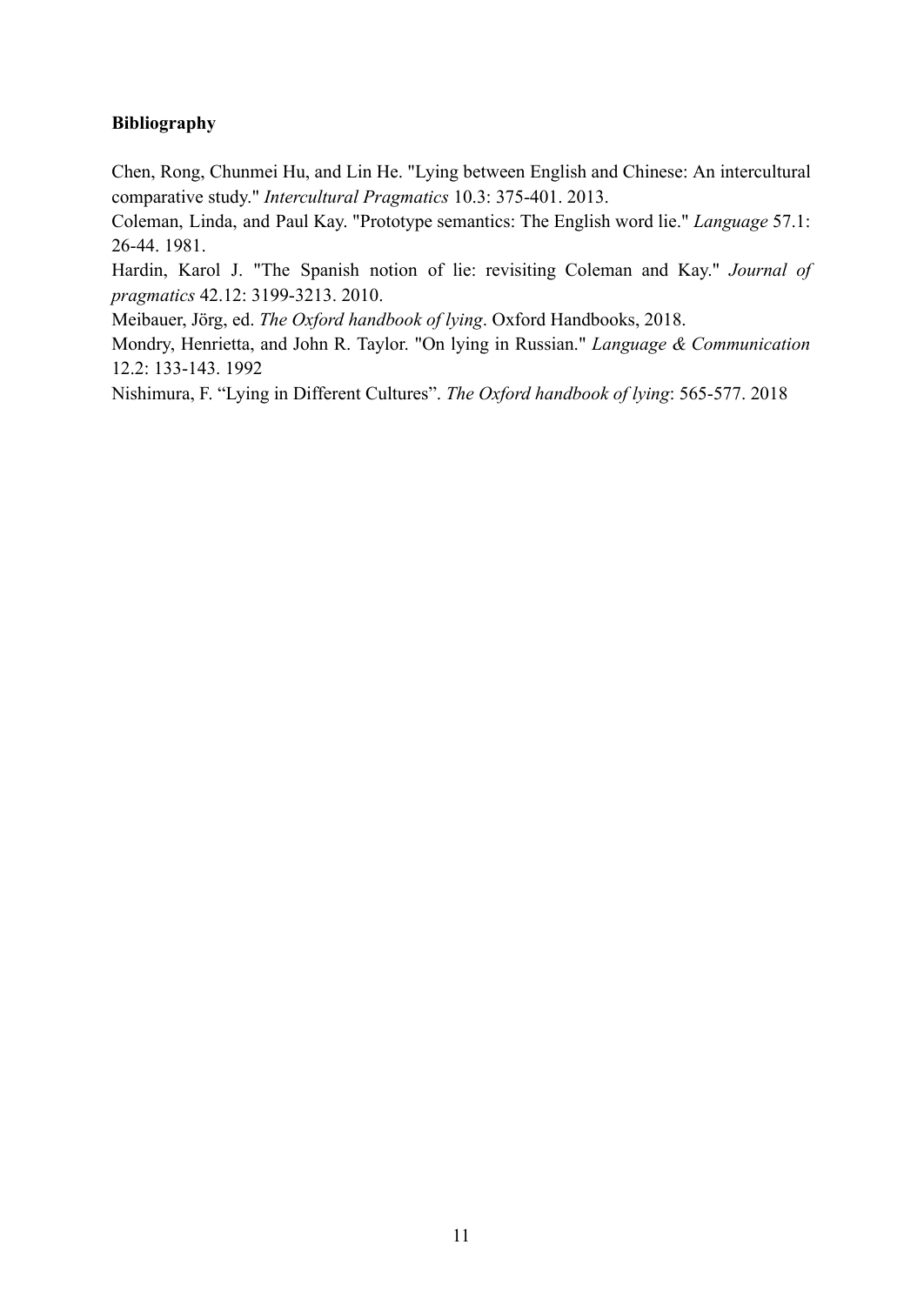**Bibliography**

Chen, Rong, Chunmei Hu, and Lin He. "Lying between English and Chinese: An intercultural comparative study." *Intercultural Pragmatics* 10.3: 375-401. 2013.

Coleman, Linda, and Paul Kay. "Prototype semantics: The English word lie." *Language* 57.1: 26-44. 1981.

Hardin, Karol J. "The Spanish notion of lie: revisiting Coleman and Kay." *Journal of pragmatics* 42.12: 3199-3213. 2010.

Meibauer, Jörg, ed. *The Oxford handbook of lying*. Oxford Handbooks, 2018.

Mondry, Henrietta, and John R. Taylor. "On lying in Russian." *Language & Communication* 12.2: 133-143. 1992

Nishimura, F. "Lying in Different Cultures". *The Oxford handbook of lying*: 565-577. 2018